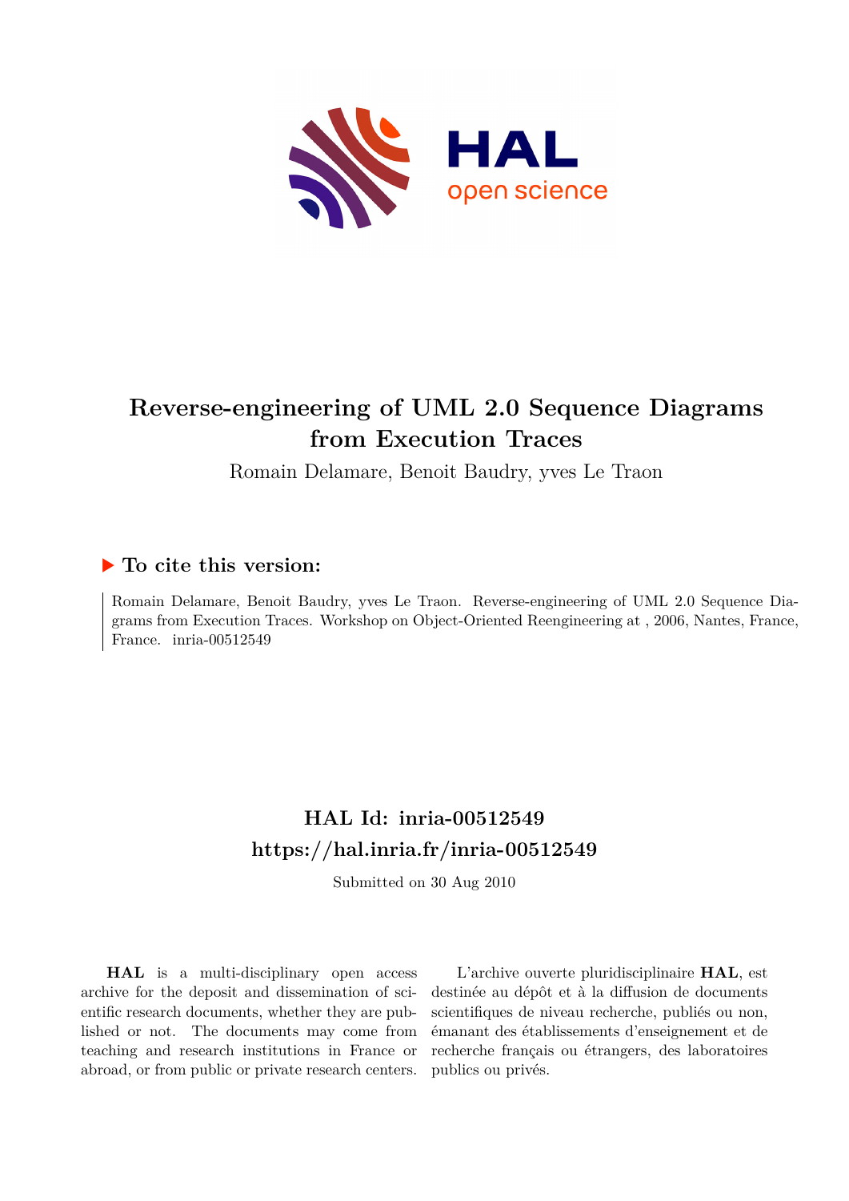# Reverse-engineering of UML 2.0 Sequence Diagrams from Execution Traces

Romain Delamare, Benoit Baudry, yves Le Traon

## ▶ To cite this version:

Romain Delamare, Benoit Baudry, yves Le Traon. Reverse-engineering of UML 2.0 Sequence Diagrams from Execution Traces. Workshop on Object-Oriented Reengineering at , 2006, Nantes, France, France. inria-00512549

## HAL Id: inria-00512549
## https://hal.inria.fr/inria-00512549

Submitted on 30 Aug 2010

**HAL** is a multi-disciplinary open access archive for the deposit and dissemination of scientific research documents, whether they are published or not. The documents may come from teaching and research institutions in France or abroad, or from public or private research centers.

L'archive ouverte pluridisciplinaire **HAL**, est destinée au dépôt et à la diffusion de documents scientifiques de niveau recherche, publiés ou non, émanant des établissements d'enseignement et de recherche français ou étrangers, des laboratoires publics ou privés.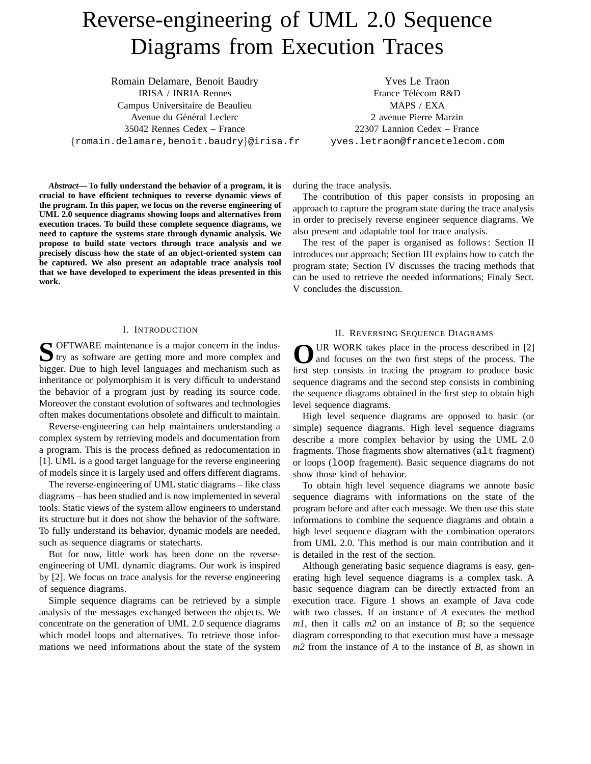# Reverse-engineering of UML 2.0 Sequence Diagrams from Execution Traces

Romain Delamare, Benoit Baudry
IRISA / INRIA Rennes
Campus Universitaire de Beaulieu
Avenue du Général Leclerc
35042 Rennes Cedex – France
{romain.delamare,benoit.baudry}@irisa.fr

Yves Le Traon
France Télécom R&D
MAPS / EXA
2 avenue Pierre Marzin
22307 Lannion Cedex – France
yves.letraon@francetelecom.com

***Abstract*— To fully understand the behavior of a program, it is crucial to have efficient techniques to reverse dynamic views of the program. In this paper, we focus on the reverse engineering of UML 2.0 sequence diagrams showing loops and alternatives from execution traces. To build these complete sequence diagrams, we need to capture the systems state through dynamic analysis. We propose to build state vectors through trace analysis and we precisely discuss how the state of an object-oriented system can be captured. We also present an adaptable trace analysis tool that we have developed to experiment the ideas presented in this work.**

## I. Introduction

SOFTWARE maintenance is a major concern in the industry as software are getting more and more complex and bigger. Due to high level languages and mechanism such as inheritance or polymorphism it is very difficult to understand the behavior of a program just by reading its source code. Moreover the constant evolution of softwares and technologies often makes documentations obsolete and difficult to maintain.

Reverse-engineering can help maintainers understanding a complex system by retrieving models and documentation from a program. This is the process defined as redocumentation in [1]. UML is a good target language for the reverse engineering of models since it is largely used and offers different diagrams.

The reverse-engineering of UML static diagrams – like class diagrams – has been studied and is now implemented in several tools. Static views of the system allow engineers to understand its structure but it does not show the behavior of the software. To fully understand its behavior, dynamic models are needed, such as sequence diagrams or statecharts.

But for now, little work has been done on the reverse-engineering of UML dynamic diagrams. Our work is inspired by [2]. We focus on trace analysis for the reverse engineering of sequence diagrams.

Simple sequence diagrams can be retrieved by a simple analysis of the messages exchanged between the objects. We concentrate on the generation of UML 2.0 sequence diagrams which model loops and alternatives. To retrieve those informations we need informations about the state of the system during the trace analysis.

The contribution of this paper consists in proposing an approach to capture the program state during the trace analysis in order to precisely reverse engineer sequence diagrams. We also present and adaptable tool for trace analysis.

The rest of the paper is organised as follows: Section II introduces our approach; Section III explains how to catch the program state; Section IV discusses the tracing methods that can be used to retrieve the needed informations; Finaly Sect. V concludes the discussion.

## II. Reversing Sequence Diagrams

OUR WORK takes place in the process described in [2] and focuses on the two first steps of the process. The first step consists in tracing the program to produce basic sequence diagrams and the second step consists in combining the sequence diagrams obtained in the first step to obtain high level sequence diagrams.

High level sequence diagrams are opposed to basic (or simple) sequence diagrams. High level sequence diagrams describe a more complex behavior by using the UML 2.0 fragments. Those fragments show alternatives (`alt` fragment) or loops (`loop` fragement). Basic sequence diagrams do not show those kind of behavior.

To obtain high level sequence diagrams we annote basic sequence diagrams with informations on the state of the program before and after each message. We then use this state informations to combine the sequence diagrams and obtain a high level sequence diagram with the combination operators from UML 2.0. This method is our main contribution and it is detailed in the rest of the section.

Although generating basic sequence diagrams is easy, generating high level sequence diagrams is a complex task. A basic sequence diagram can be directly extracted from an execution trace. Figure 1 shows an example of Java code with two classes. If an instance of *A* executes the method *m1*, then it calls *m2* on an instance of *B*; so the sequence diagram corresponding to that execution must have a message *m2* from the instance of *A* to the instance of *B*, as shown in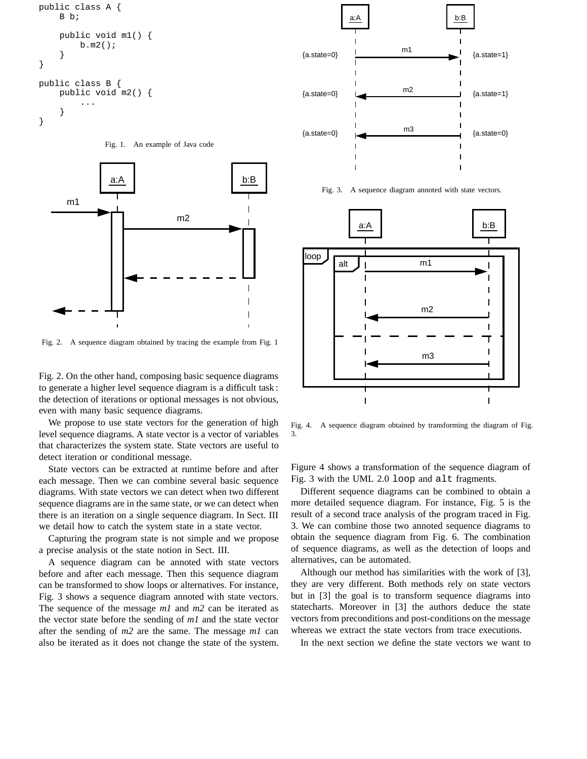```
public class A {
    B b;

    public void m1() {
        b.m2();
    }
}

public class B {
    public void m2() {
        ...
    }
}
```

Fig. 1. An example of Java code

Fig. 2. A sequence diagram obtained by tracing the example from Fig. 1

Fig. 2. On the other hand, composing basic sequence diagrams to generate a higher level sequence diagram is a difficult task : the detection of iterations or optional messages is not obvious, even with many basic sequence diagrams.

We propose to use state vectors for the generation of high level sequence diagrams. A state vector is a vector of variables that characterizes the system state. State vectors are useful to detect iteration or conditional message.

State vectors can be extracted at runtime before and after each message. Then we can combine several basic sequence diagrams. With state vectors we can detect when two different sequence diagrams are in the same state, or we can detect when there is an iteration on a single sequence diagram. In Sect. III we detail how to catch the system state in a state vector.

Capturing the program state is not simple and we propose a precise analysis ot the state notion in Sect. III.

A sequence diagram can be annoted with state vectors before and after each message. Then this sequence diagram can be transformed to show loops or alternatives. For instance, Fig. 3 shows a sequence diagram annoted with state vectors. The sequence of the message *m1* and *m2* can be iterated as the vector state before the sending of *m1* and the state vector after the sending of *m2* are the same. The message *m1* can also be iterated as it does not change the state of the system.

Fig. 3. A sequence diagram annoted with state vectors.

Fig. 4. A sequence diagram obtained by transforming the diagram of Fig. 3.

Figure 4 shows a transformation of the sequence diagram of Fig. 3 with the UML 2.0 `loop` and `alt` fragments.

Different sequence diagrams can be combined to obtain a more detailed sequence diagram. For instance, Fig. 5 is the result of a second trace analysis of the program traced in Fig. 3. We can combine those two annoted sequence diagrams to obtain the sequence diagram from Fig. 6. The combination of sequence diagrams, as well as the detection of loops and alternatives, can be automated.

Although our method has similarities with the work of [3], they are very different. Both methods rely on state vectors but in [3] the goal is to transform sequence diagrams into statecharts. Moreover in [3] the authors deduce the state vectors from preconditions and post-conditions on the message whereas we extract the state vectors from trace executions.

In the next section we define the state vectors we want to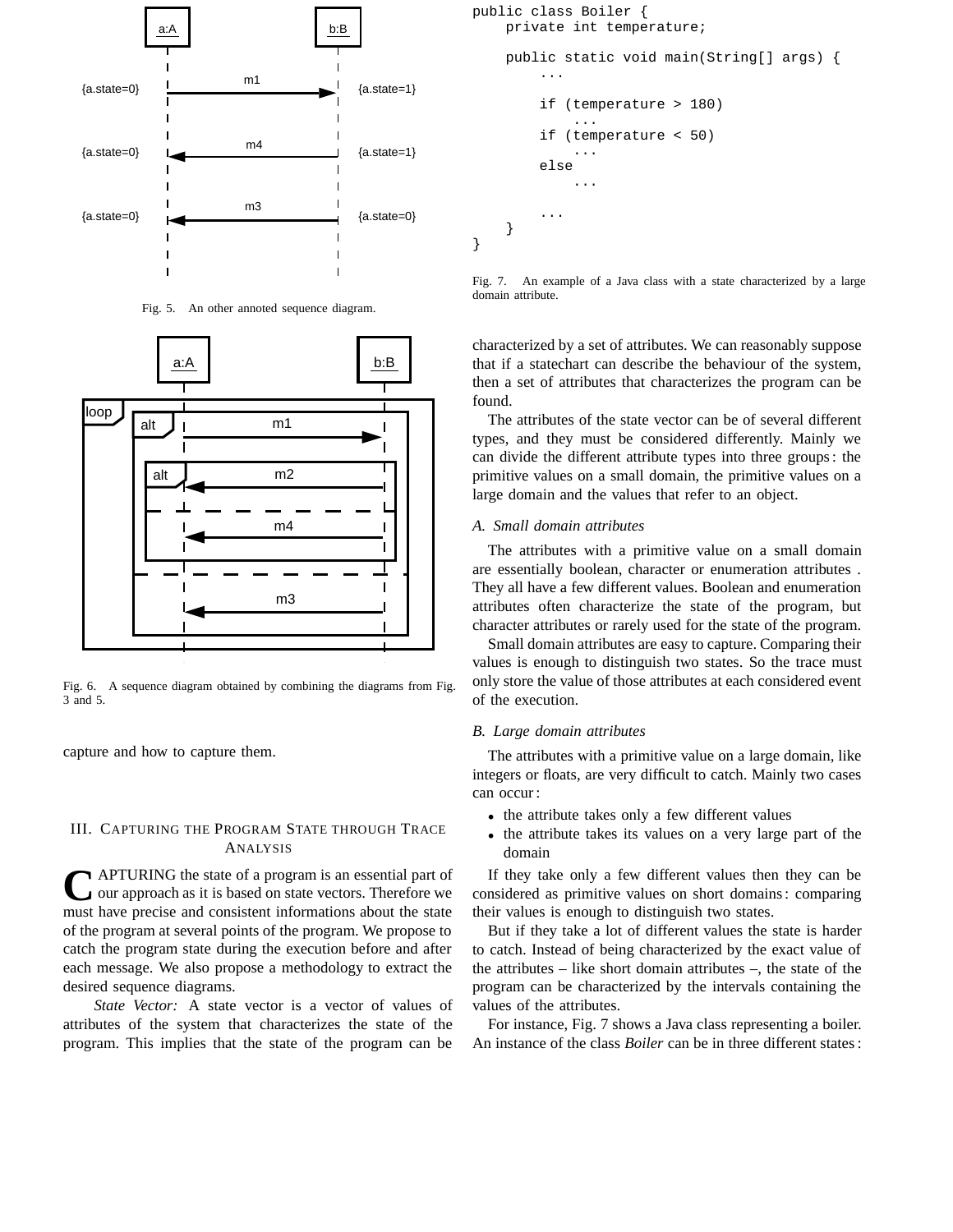Fig. 5. An other annoted sequence diagram.

Fig. 6. A sequence diagram obtained by combining the diagrams from Fig. 3 and 5.

capture and how to capture them.

## III. Capturing the Program State through Trace Analysis

Capturing the state of a program is an essential part of our approach as it is based on state vectors. Therefore we must have precise and consistent informations about the state of the program at several points of the program. We propose to catch the program state during the execution before and after each message. We also propose a methodology to extract the desired sequence diagrams.

*State Vector:* A state vector is a vector of values of attributes of the system that characterizes the state of the program. This implies that the state of the program can be

```
public class Boiler {
    private int temperature;

    public static void main(String[] args) {
        ...

        if (temperature > 180)
            ...
        if (temperature < 50)
            ...
        else
            ...

        ...
    }
}
```

Fig. 7. An example of a Java class with a state characterized by a large domain attribute.

characterized by a set of attributes. We can reasonably suppose that if a statechart can describe the behaviour of the system, then a set of attributes that characterizes the program can be found.

The attributes of the state vector can be of several different types, and they must be considered differently. Mainly we can divide the different attribute types into three groups : the primitive values on a small domain, the primitive values on a large domain and the values that refer to an object.

### A. Small domain attributes

The attributes with a primitive value on a small domain are essentially boolean, character or enumeration attributes . They all have a few different values. Boolean and enumeration attributes often characterize the state of the program, but character attributes or rarely used for the state of the program.

Small domain attributes are easy to capture. Comparing their values is enough to distinguish two states. So the trace must only store the value of those attributes at each considered event of the execution.

### B. Large domain attributes

The attributes with a primitive value on a large domain, like integers or floats, are very difficult to catch. Mainly two cases can occur :

- the attribute takes only a few different values
- the attribute takes its values on a very large part of the domain

If they take only a few different values then they can be considered as primitive values on short domains : comparing their values is enough to distinguish two states.

But if they take a lot of different values the state is harder to catch. Instead of being characterized by the exact value of the attributes – like short domain attributes –, the state of the program can be characterized by the intervals containing the values of the attributes.

For instance, Fig. 7 shows a Java class representing a boiler. An instance of the class *Boiler* can be in three different states :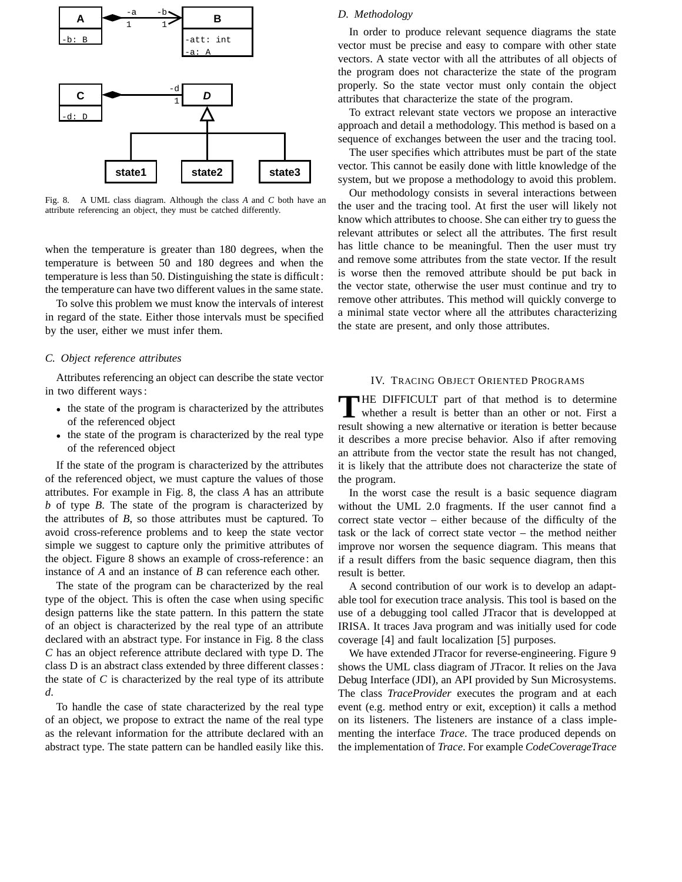Fig. 8. A UML class diagram. Although the class *A* and *C* both have an attribute referencing an object, they must be catched differently.

when the temperature is greater than 180 degrees, when the temperature is between 50 and 180 degrees and when the temperature is less than 50. Distinguishing the state is difficult : the temperature can have two different values in the same state.

To solve this problem we must know the intervals of interest in regard of the state. Either those intervals must be specified by the user, either we must infer them.

### C. Object reference attributes

Attributes referencing an object can describe the state vector in two different ways :

- the state of the program is characterized by the attributes of the referenced object
- the state of the program is characterized by the real type of the referenced object

If the state of the program is characterized by the attributes of the referenced object, we must capture the values of those attributes. For example in Fig. 8, the class *A* has an attribute *b* of type *B*. The state of the program is characterized by the attributes of *B*, so those attributes must be captured. To avoid cross-reference problems and to keep the state vector simple we suggest to capture only the primitive attributes of the object. Figure 8 shows an example of cross-reference : an instance of *A* and an instance of *B* can reference each other.

The state of the program can be characterized by the real type of the object. This is often the case when using specific design patterns like the state pattern. In this pattern the state of an object is characterized by the real type of an attribute declared with an abstract type. For instance in Fig. 8 the class *C* has an object reference attribute declared with type D. The class D is an abstract class extended by three different classes : the state of *C* is characterized by the real type of its attribute *d*.

To handle the case of state characterized by the real type of an object, we propose to extract the name of the real type as the relevant information for the attribute declared with an abstract type. The state pattern can be handled easily like this.

### D. Methodology

In order to produce relevant sequence diagrams the state vector must be precise and easy to compare with other state vectors. A state vector with all the attributes of all objects of the program does not characterize the state of the program properly. So the state vector must only contain the object attributes that characterize the state of the program.

To extract relevant state vectors we propose an interactive approach and detail a methodology. This method is based on a sequence of exchanges between the user and the tracing tool.

The user specifies which attributes must be part of the state vector. This cannot be easily done with little knowledge of the system, but we propose a methodology to avoid this problem.

Our methodology consists in several interactions between the user and the tracing tool. At first the user will likely not know which attributes to choose. She can either try to guess the relevant attributes or select all the attributes. The first result has little chance to be meaningful. Then the user must try and remove some attributes from the state vector. If the result is worse then the removed attribute should be put back in the vector state, otherwise the user must continue and try to remove other attributes. This method will quickly converge to a minimal state vector where all the attributes characterizing the state are present, and only those attributes.

## IV. Tracing Object Oriented Programs

THE DIFFICULT part of that method is to determine whether a result is better than an other or not. First a result showing a new alternative or iteration is better because it describes a more precise behavior. Also if after removing an attribute from the vector state the result has not changed, it is likely that the attribute does not characterize the state of the program.

In the worst case the result is a basic sequence diagram without the UML 2.0 fragments. If the user cannot find a correct state vector – either because of the difficulty of the task or the lack of correct state vector – the method neither improve nor worsen the sequence diagram. This means that if a result differs from the basic sequence diagram, then this result is better.

A second contribution of our work is to develop an adaptable tool for execution trace analysis. This tool is based on the use of a debugging tool called JTracor that is developped at IRISA. It traces Java program and was initially used for code coverage [4] and fault localization [5] purposes.

We have extended JTracor for reverse-engineering. Figure 9 shows the UML class diagram of JTracor. It relies on the Java Debug Interface (JDI), an API provided by Sun Microsystems. The class *TraceProvider* executes the program and at each event (e.g. method entry or exit, exception) it calls a method on its listeners. The listeners are instance of a class implementing the interface *Trace*. The trace produced depends on the implementation of *Trace*. For example *CodeCoverageTrace*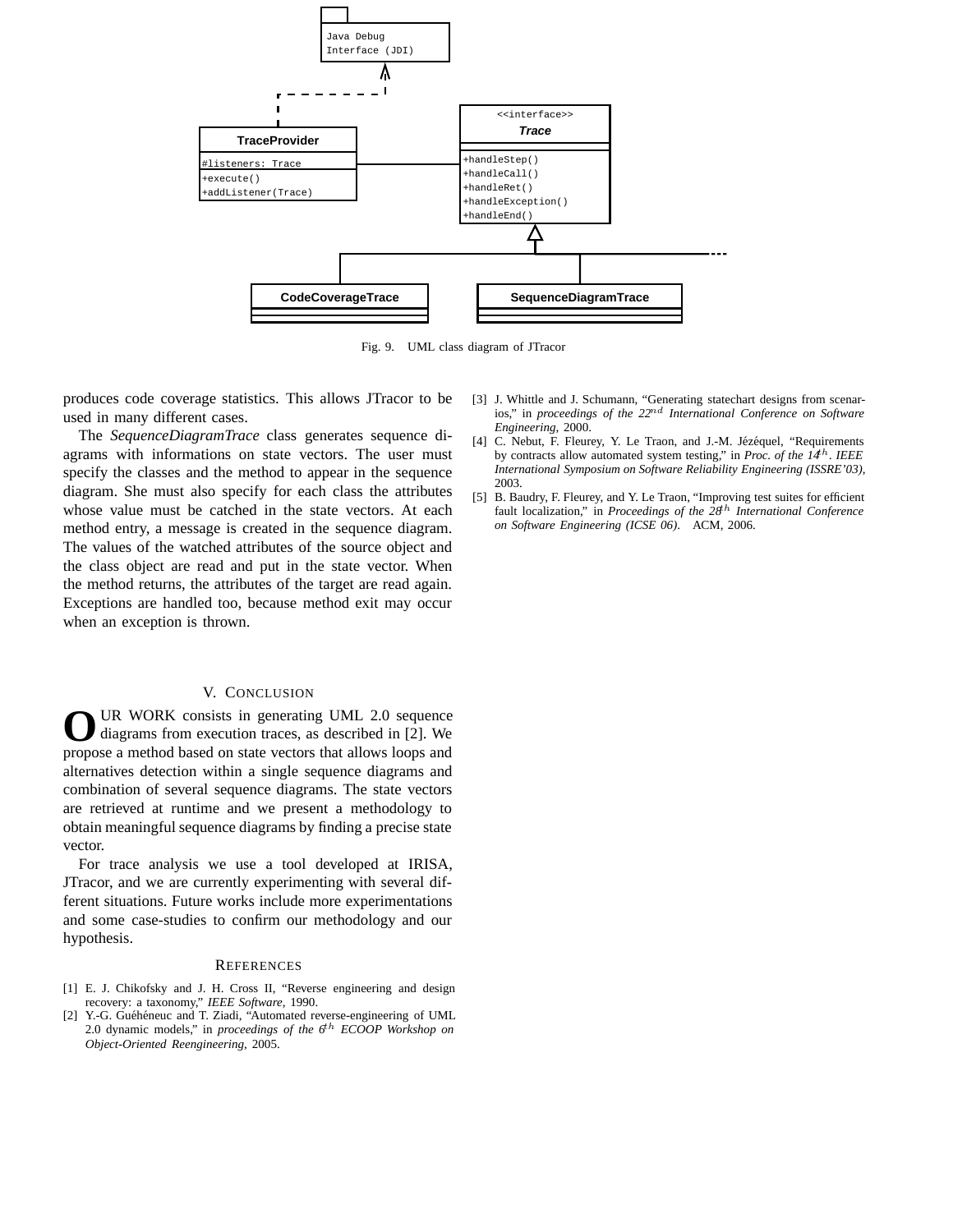Fig. 9. UML class diagram of JTracor

produces code coverage statistics. This allows JTracor to be used in many different cases.

The *SequenceDiagramTrace* class generates sequence diagrams with informations on state vectors. The user must specify the classes and the method to appear in the sequence diagram. She must also specify for each class the attributes whose value must be catched in the state vectors. At each method entry, a message is created in the sequence diagram. The values of the watched attributes of the source object and the class object are read and put in the state vector. When the method returns, the attributes of the target are read again. Exceptions are handled too, because method exit may occur when an exception is thrown.

## V. Conclusion

OUR WORK consists in generating UML 2.0 sequence diagrams from execution traces, as described in [2]. We propose a method based on state vectors that allows loops and alternatives detection within a single sequence diagrams and combination of several sequence diagrams. The state vectors are retrieved at runtime and we present a methodology to obtain meaningful sequence diagrams by finding a precise state vector.

For trace analysis we use a tool developed at IRISA, JTracor, and we are currently experimenting with several different situations. Future works include more experimentations and some case-studies to confirm our methodology and our hypothesis.

## References

[1] E. J. Chikofsky and J. H. Cross II, "Reverse engineering and design recovery: a taxonomy," *IEEE Software*, 1990.

[2] Y.-G. Guéhéneuc and T. Ziadi, "Automated reverse-engineering of UML 2.0 dynamic models," in *proceedings of the 6$^{th}$ ECOOP Workshop on Object-Oriented Reengineering*, 2005.

[3] J. Whittle and J. Schumann, "Generating statechart designs from scenarios," in *proceedings of the 22$^{nd}$ International Conference on Software Engineering*, 2000.

[4] C. Nebut, F. Fleurey, Y. Le Traon, and J.-M. Jézéquel, "Requirements by contracts allow automated system testing," in *Proc. of the 14$^{th}$. IEEE International Symposium on Software Reliability Engineering (ISSRE'03)*, 2003.

[5] B. Baudry, F. Fleurey, and Y. Le Traon, "Improving test suites for efficient fault localization," in *Proceedings of the 28$^{th}$ International Conference on Software Engineering (ICSE 06)*. ACM, 2006.